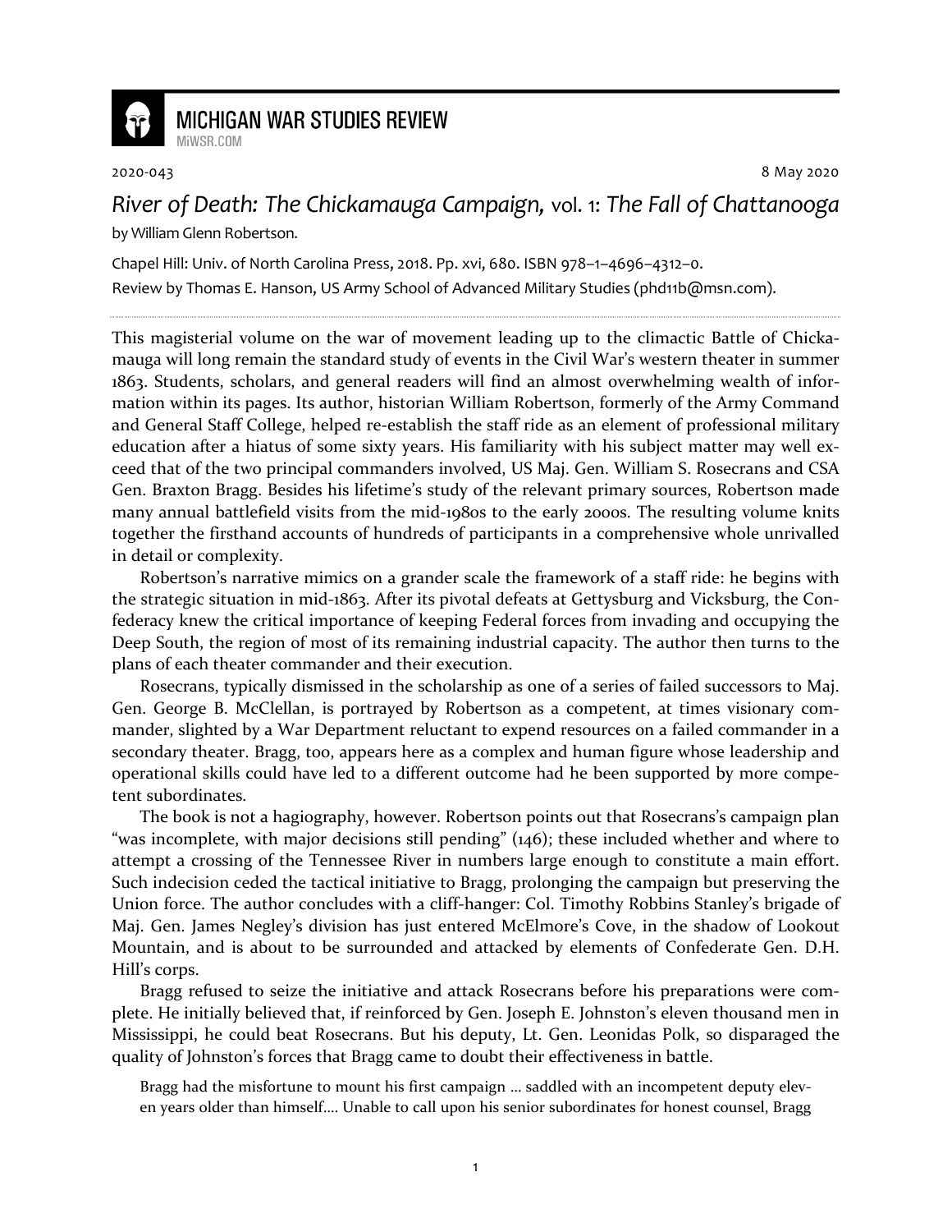MICHIGAN WAR STUDIES REVIEW

MiWSR.COM

2020-043 8 May 2020

# *River of Death: The Chickamauga Campaign,* vol. 1: *The Fall of Chattanooga*

by William Glenn Robertson.

Chapel Hill: Univ. of North Carolina Press, 2018. Pp. xvi, 680. ISBN 978–1–4696–4312–0.

Review by Thomas E. Hanson, US Army School of Advanced Military Studies (phd11b@msn.com).

---

This magisterial volume on the war of movement leading up to the climactic Battle of Chickamauga will long remain the standard study of events in the Civil War's western theater in summer 1863. Students, scholars, and general readers will find an almost overwhelming wealth of information within its pages. Its author, historian William Robertson, formerly of the Army Command and General Staff College, helped re-establish the staff ride as an element of professional military education after a hiatus of some sixty years. His familiarity with his subject matter may well exceed that of the two principal commanders involved, US Maj. Gen. William S. Rosecrans and CSA Gen. Braxton Bragg. Besides his lifetime's study of the relevant primary sources, Robertson made many annual battlefield visits from the mid-1980s to the early 2000s. The resulting volume knits together the firsthand accounts of hundreds of participants in a comprehensive whole unrivalled in detail or complexity.

Robertson's narrative mimics on a grander scale the framework of a staff ride: he begins with the strategic situation in mid-1863. After its pivotal defeats at Gettysburg and Vicksburg, the Confederacy knew the critical importance of keeping Federal forces from invading and occupying the Deep South, the region of most of its remaining industrial capacity. The author then turns to the plans of each theater commander and their execution.

Rosecrans, typically dismissed in the scholarship as one of a series of failed successors to Maj. Gen. George B. McClellan, is portrayed by Robertson as a competent, at times visionary commander, slighted by a War Department reluctant to expend resources on a failed commander in a secondary theater. Bragg, too, appears here as a complex and human figure whose leadership and operational skills could have led to a different outcome had he been supported by more competent subordinates.

The book is not a hagiography, however. Robertson points out that Rosecrans's campaign plan "was incomplete, with major decisions still pending" (146); these included whether and where to attempt a crossing of the Tennessee River in numbers large enough to constitute a main effort. Such indecision ceded the tactical initiative to Bragg, prolonging the campaign but preserving the Union force. The author concludes with a cliff-hanger: Col. Timothy Robbins Stanley's brigade of Maj. Gen. James Negley's division has just entered McElmore's Cove, in the shadow of Lookout Mountain, and is about to be surrounded and attacked by elements of Confederate Gen. D.H. Hill's corps.

Bragg refused to seize the initiative and attack Rosecrans before his preparations were complete. He initially believed that, if reinforced by Gen. Joseph E. Johnston's eleven thousand men in Mississippi, he could beat Rosecrans. But his deputy, Lt. Gen. Leonidas Polk, so disparaged the quality of Johnston's forces that Bragg came to doubt their effectiveness in battle.

> Bragg had the misfortune to mount his first campaign … saddled with an incompetent deputy eleven years older than himself.… Unable to call upon his senior subordinates for honest counsel, Bragg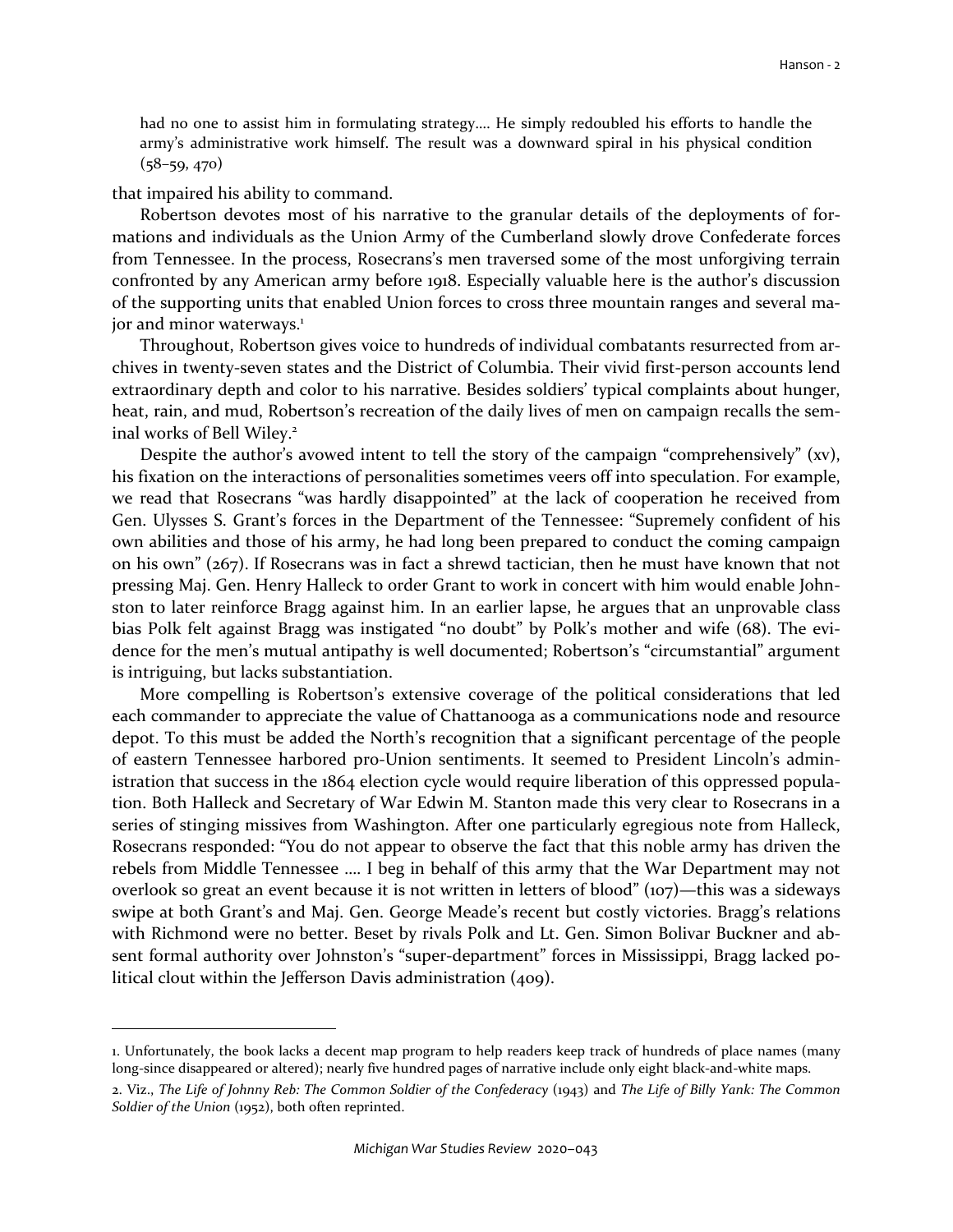> had no one to assist him in formulating strategy.... He simply redoubled his efforts to handle the army's administrative work himself. The result was a downward spiral in his physical condition (58–59, 470)

that impaired his ability to command.

Robertson devotes most of his narrative to the granular details of the deployments of formations and individuals as the Union Army of the Cumberland slowly drove Confederate forces from Tennessee. In the process, Rosecrans's men traversed some of the most unforgiving terrain confronted by any American army before 1918. Especially valuable here is the author's discussion of the supporting units that enabled Union forces to cross three mountain ranges and several major and minor waterways.[1]

Throughout, Robertson gives voice to hundreds of individual combatants resurrected from archives in twenty-seven states and the District of Columbia. Their vivid first-person accounts lend extraordinary depth and color to his narrative. Besides soldiers' typical complaints about hunger, heat, rain, and mud, Robertson's recreation of the daily lives of men on campaign recalls the seminal works of Bell Wiley.[2]

Despite the author's avowed intent to tell the story of the campaign "comprehensively" (xv), his fixation on the interactions of personalities sometimes veers off into speculation. For example, we read that Rosecrans "was hardly disappointed" at the lack of cooperation he received from Gen. Ulysses S. Grant's forces in the Department of the Tennessee: "Supremely confident of his own abilities and those of his army, he had long been prepared to conduct the coming campaign on his own" (267). If Rosecrans was in fact a shrewd tactician, then he must have known that not pressing Maj. Gen. Henry Halleck to order Grant to work in concert with him would enable Johnston to later reinforce Bragg against him. In an earlier lapse, he argues that an unprovable class bias Polk felt against Bragg was instigated "no doubt" by Polk's mother and wife (68). The evidence for the men's mutual antipathy is well documented; Robertson's "circumstantial" argument is intriguing, but lacks substantiation.

More compelling is Robertson's extensive coverage of the political considerations that led each commander to appreciate the value of Chattanooga as a communications node and resource depot. To this must be added the North's recognition that a significant percentage of the people of eastern Tennessee harbored pro-Union sentiments. It seemed to President Lincoln's administration that success in the 1864 election cycle would require liberation of this oppressed population. Both Halleck and Secretary of War Edwin M. Stanton made this very clear to Rosecrans in a series of stinging missives from Washington. After one particularly egregious note from Halleck, Rosecrans responded: "You do not appear to observe the fact that this noble army has driven the rebels from Middle Tennessee .... I beg in behalf of this army that the War Department may not overlook so great an event because it is not written in letters of blood" (107)—this was a sideways swipe at both Grant's and Maj. Gen. George Meade's recent but costly victories. Bragg's relations with Richmond were no better. Beset by rivals Polk and Lt. Gen. Simon Bolivar Buckner and absent formal authority over Johnston's "super-department" forces in Mississippi, Bragg lacked political clout within the Jefferson Davis administration (409).

---

1. Unfortunately, the book lacks a decent map program to help readers keep track of hundreds of place names (many long-since disappeared or altered); nearly five hundred pages of narrative include only eight black-and-white maps.

2. Viz., *The Life of Johnny Reb: The Common Soldier of the Confederacy* (1943) and *The Life of Billy Yank: The Common Soldier of the Union* (1952), both often reprinted.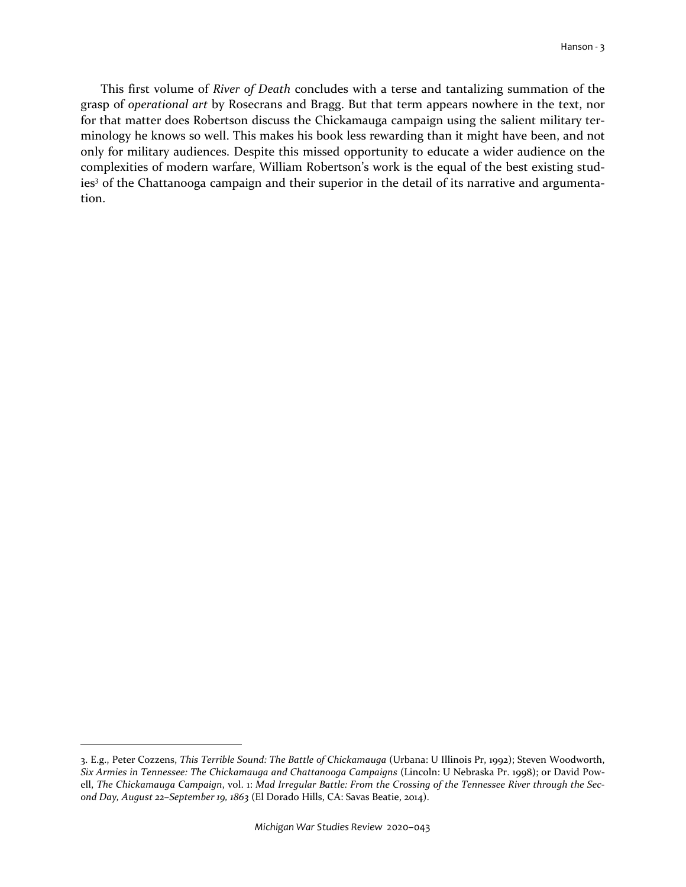This first volume of *River of Death* concludes with a terse and tantalizing summation of the grasp of *operational art* by Rosecrans and Bragg. But that term appears nowhere in the text, nor for that matter does Robertson discuss the Chickamauga campaign using the salient military terminology he knows so well. This makes his book less rewarding than it might have been, and not only for military audiences. Despite this missed opportunity to educate a wider audience on the complexities of modern warfare, William Robertson's work is the equal of the best existing studies[3] of the Chattanooga campaign and their superior in the detail of its narrative and argumentation.

---

3. E.g., Peter Cozzens, *This Terrible Sound: The Battle of Chickamauga* (Urbana: U Illinois Pr, 1992); Steven Woodworth, *Six Armies in Tennessee: The Chickamauga and Chattanooga Campaigns* (Lincoln: U Nebraska Pr. 1998); or David Powell, *The Chickamauga Campaign*, vol. 1: *Mad Irregular Battle: From the Crossing of the Tennessee River through the Second Day, August 22–September 19, 1863* (El Dorado Hills, CA: Savas Beatie, 2014).